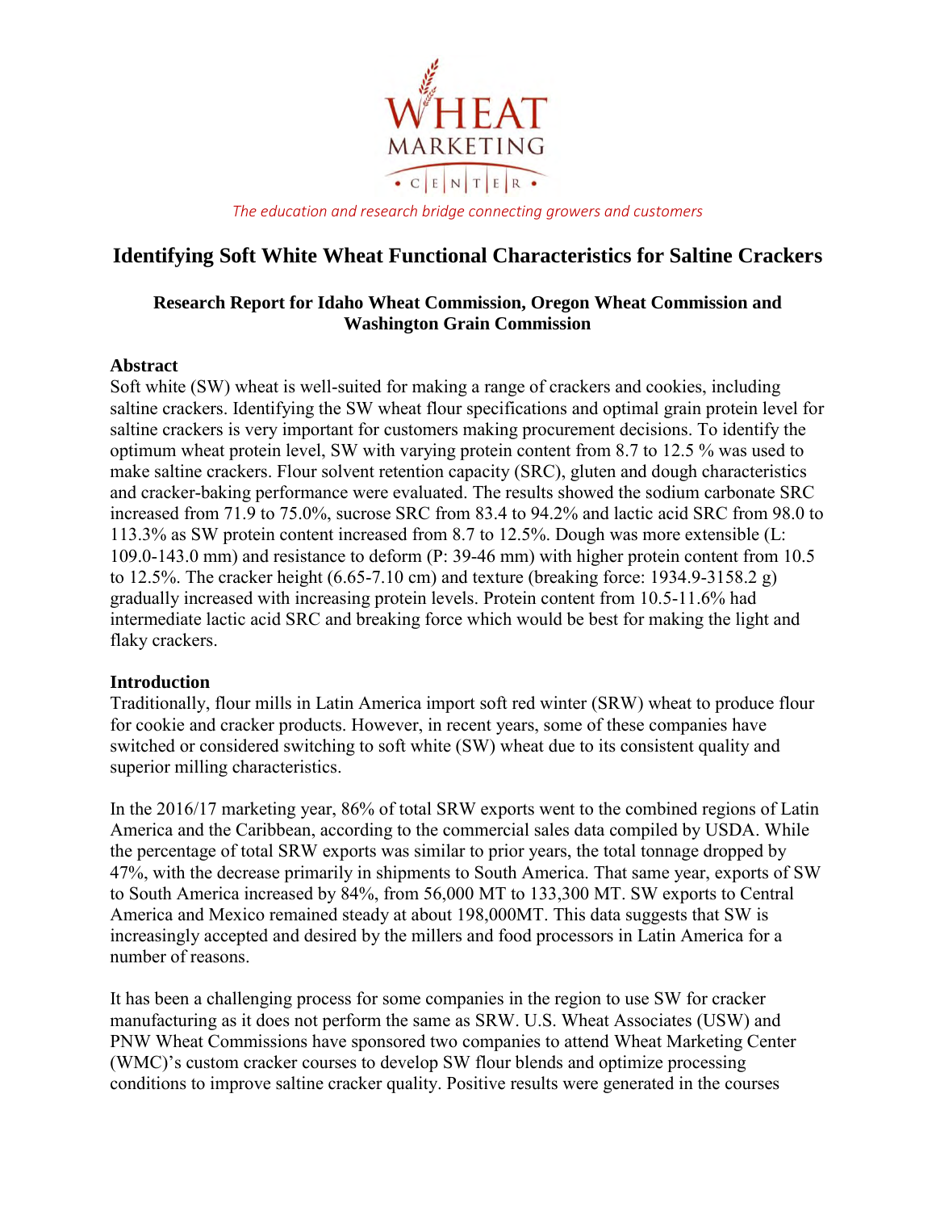WHEAT MARKETING CENTER

*The education and research bridge connecting growers and customers*

# Identifying Soft White Wheat Functional Characteristics for Saltine Crackers

### Research Report for Idaho Wheat Commission, Oregon Wheat Commission and Washington Grain Commission

## Abstract

Soft white (SW) wheat is well-suited for making a range of crackers and cookies, including saltine crackers. Identifying the SW wheat flour specifications and optimal grain protein level for saltine crackers is very important for customers making procurement decisions. To identify the optimum wheat protein level, SW with varying protein content from 8.7 to 12.5 % was used to make saltine crackers. Flour solvent retention capacity (SRC), gluten and dough characteristics and cracker-baking performance were evaluated. The results showed the sodium carbonate SRC increased from 71.9 to 75.0%, sucrose SRC from 83.4 to 94.2% and lactic acid SRC from 98.0 to 113.3% as SW protein content increased from 8.7 to 12.5%. Dough was more extensible (L: 109.0-143.0 mm) and resistance to deform (P: 39-46 mm) with higher protein content from 10.5 to 12.5%. The cracker height (6.65-7.10 cm) and texture (breaking force: 1934.9-3158.2 g) gradually increased with increasing protein levels. Protein content from 10.5-11.6% had intermediate lactic acid SRC and breaking force which would be best for making the light and flaky crackers.

## Introduction

Traditionally, flour mills in Latin America import soft red winter (SRW) wheat to produce flour for cookie and cracker products. However, in recent years, some of these companies have switched or considered switching to soft white (SW) wheat due to its consistent quality and superior milling characteristics.

In the 2016/17 marketing year, 86% of total SRW exports went to the combined regions of Latin America and the Caribbean, according to the commercial sales data compiled by USDA. While the percentage of total SRW exports was similar to prior years, the total tonnage dropped by 47%, with the decrease primarily in shipments to South America. That same year, exports of SW to South America increased by 84%, from 56,000 MT to 133,300 MT. SW exports to Central America and Mexico remained steady at about 198,000MT. This data suggests that SW is increasingly accepted and desired by the millers and food processors in Latin America for a number of reasons.

It has been a challenging process for some companies in the region to use SW for cracker manufacturing as it does not perform the same as SRW. U.S. Wheat Associates (USW) and PNW Wheat Commissions have sponsored two companies to attend Wheat Marketing Center (WMC)'s custom cracker courses to develop SW flour blends and optimize processing conditions to improve saltine cracker quality. Positive results were generated in the courses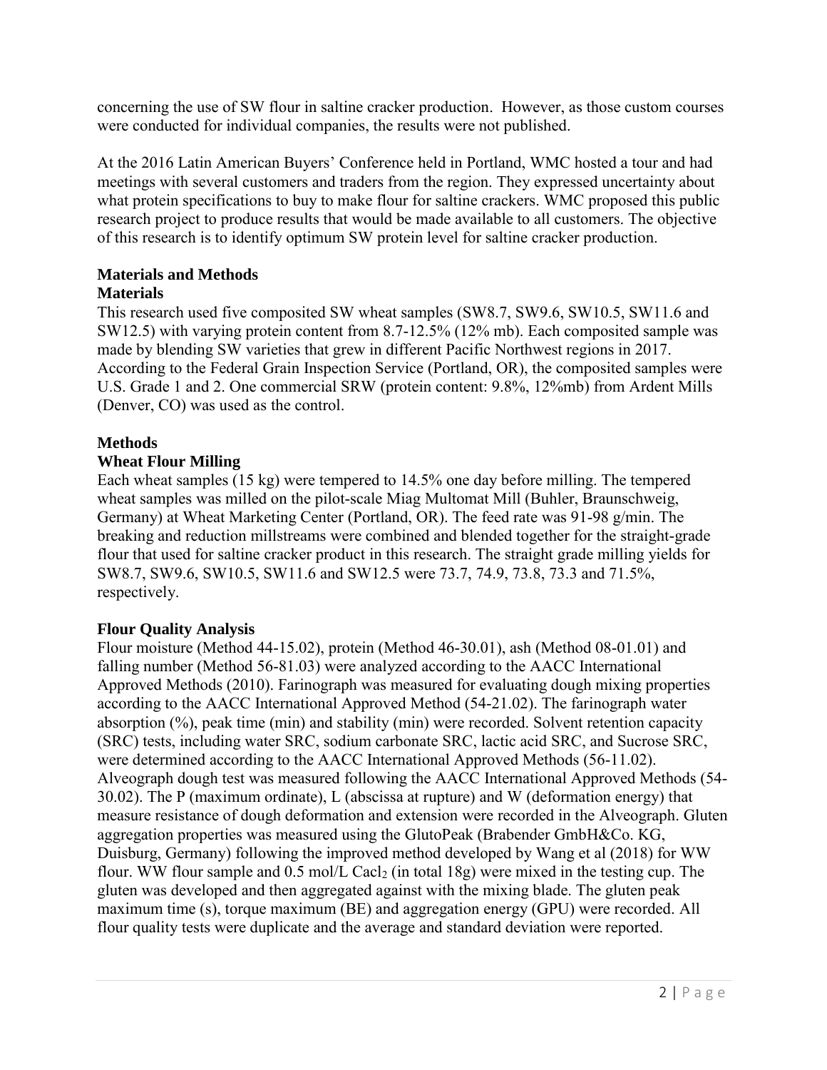concerning the use of SW flour in saltine cracker production. However, as those custom courses were conducted for individual companies, the results were not published.

At the 2016 Latin American Buyers' Conference held in Portland, WMC hosted a tour and had meetings with several customers and traders from the region. They expressed uncertainty about what protein specifications to buy to make flour for saltine crackers. WMC proposed this public research project to produce results that would be made available to all customers. The objective of this research is to identify optimum SW protein level for saltine cracker production.

## Materials and Methods

### Materials

This research used five composited SW wheat samples (SW8.7, SW9.6, SW10.5, SW11.6 and SW12.5) with varying protein content from 8.7-12.5% (12% mb). Each composited sample was made by blending SW varieties that grew in different Pacific Northwest regions in 2017. According to the Federal Grain Inspection Service (Portland, OR), the composited samples were U.S. Grade 1 and 2. One commercial SRW (protein content: 9.8%, 12%mb) from Ardent Mills (Denver, CO) was used as the control.

## Methods

### Wheat Flour Milling

Each wheat samples (15 kg) were tempered to 14.5% one day before milling. The tempered wheat samples was milled on the pilot-scale Miag Multomat Mill (Buhler, Braunschweig, Germany) at Wheat Marketing Center (Portland, OR). The feed rate was 91-98 g/min. The breaking and reduction millstreams were combined and blended together for the straight-grade flour that used for saltine cracker product in this research. The straight grade milling yields for SW8.7, SW9.6, SW10.5, SW11.6 and SW12.5 were 73.7, 74.9, 73.8, 73.3 and 71.5%, respectively.

### Flour Quality Analysis

Flour moisture (Method 44-15.02), protein (Method 46-30.01), ash (Method 08-01.01) and falling number (Method 56-81.03) were analyzed according to the AACC International Approved Methods (2010). Farinograph was measured for evaluating dough mixing properties according to the AACC International Approved Method (54-21.02). The farinograph water absorption (%), peak time (min) and stability (min) were recorded. Solvent retention capacity (SRC) tests, including water SRC, sodium carbonate SRC, lactic acid SRC, and Sucrose SRC, were determined according to the AACC International Approved Methods (56-11.02). Alveograph dough test was measured following the AACC International Approved Methods (54-30.02). The P (maximum ordinate), L (abscissa at rupture) and W (deformation energy) that measure resistance of dough deformation and extension were recorded in the Alveograph. Gluten aggregation properties was measured using the GlutoPeak (Brabender GmbH&Co. KG, Duisburg, Germany) following the improved method developed by Wang et al (2018) for WW flour. WW flour sample and 0.5 mol/L $Cacl_2$ (in total 18g) were mixed in the testing cup. The gluten was developed and then aggregated against with the mixing blade. The gluten peak maximum time (s), torque maximum (BE) and aggregation energy (GPU) were recorded. All flour quality tests were duplicate and the average and standard deviation were reported.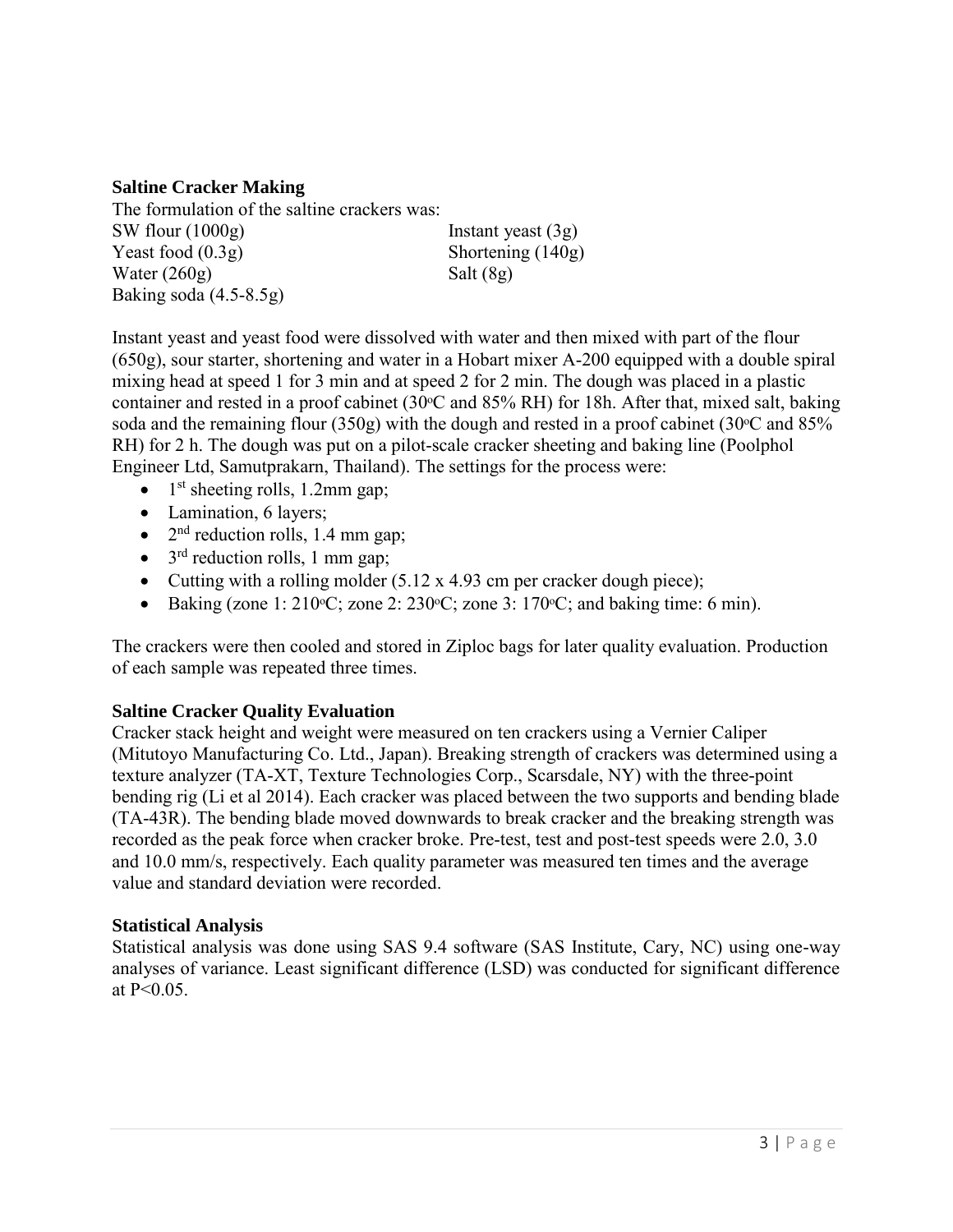### Saltine Cracker Making

The formulation of the saltine crackers was:

SW flour (1000g)
Instant yeast (3g)
Yeast food (0.3g)
Shortening (140g)
Water (260g)
Salt (8g)
Baking soda (4.5-8.5g)

Instant yeast and yeast food were dissolved with water and then mixed with part of the flour (650g), sour starter, shortening and water in a Hobart mixer A-200 equipped with a double spiral mixing head at speed 1 for 3 min and at speed 2 for 2 min. The dough was placed in a plastic container and rested in a proof cabinet (30°C and 85% RH) for 18h. After that, mixed salt, baking soda and the remaining flour (350g) with the dough and rested in a proof cabinet (30°C and 85% RH) for 2 h. The dough was put on a pilot-scale cracker sheeting and baking line (Poolphol Engineer Ltd, Samutprakarn, Thailand). The settings for the process were:

- 1st sheeting rolls, 1.2mm gap;
- Lamination, 6 layers;
- 2nd reduction rolls, 1.4 mm gap;
- 3rd reduction rolls, 1 mm gap;
- Cutting with a rolling molder (5.12 x 4.93 cm per cracker dough piece);
- Baking (zone 1: 210°C; zone 2: 230°C; zone 3: 170°C; and baking time: 6 min).

The crackers were then cooled and stored in Ziploc bags for later quality evaluation. Production of each sample was repeated three times.

### Saltine Cracker Quality Evaluation

Cracker stack height and weight were measured on ten crackers using a Vernier Caliper (Mitutoyo Manufacturing Co. Ltd., Japan). Breaking strength of crackers was determined using a texture analyzer (TA-XT, Texture Technologies Corp., Scarsdale, NY) with the three-point bending rig (Li et al 2014). Each cracker was placed between the two supports and bending blade (TA-43R). The bending blade moved downwards to break cracker and the breaking strength was recorded as the peak force when cracker broke. Pre-test, test and post-test speeds were 2.0, 3.0 and 10.0 mm/s, respectively. Each quality parameter was measured ten times and the average value and standard deviation were recorded.

### Statistical Analysis

Statistical analysis was done using SAS 9.4 software (SAS Institute, Cary, NC) using one-way analyses of variance. Least significant difference (LSD) was conducted for significant difference at $P<0.05$.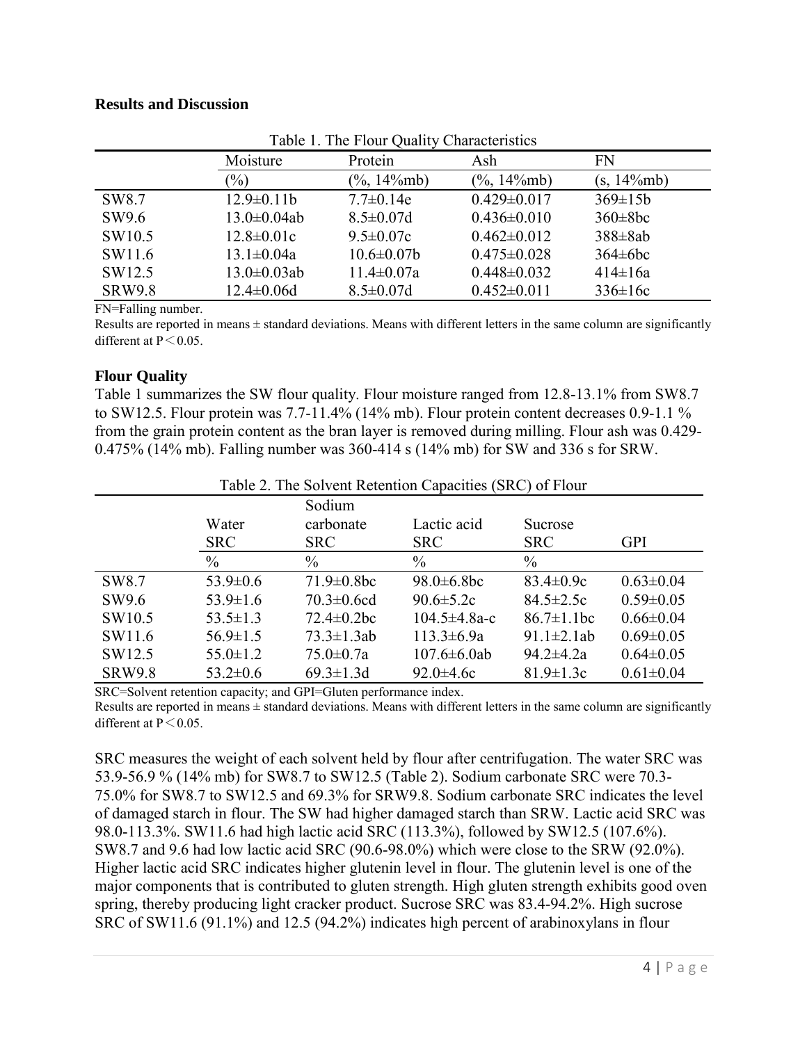## Results and Discussion

Table 1. The Flour Quality Characteristics

| | Moisture | Protein | Ash | FN |
|---|---|---|---|---|
| | (%) | (%, 14%mb) | (%, 14%mb) | (s, 14%mb) |
| SW8.7 | 12.9±0.11b | 7.7±0.14e | 0.429±0.017 | 369±15b |
| SW9.6 | 13.0±0.04ab | 8.5±0.07d | 0.436±0.010 | 360±8bc |
| SW10.5 | 12.8±0.01c | 9.5±0.07c | 0.462±0.012 | 388±8ab |
| SW11.6 | 13.1±0.04a | 10.6±0.07b | 0.475±0.028 | 364±6bc |
| SW12.5 | 13.0±0.03ab | 11.4±0.07a | 0.448±0.032 | 414±16a |
| SRW9.8 | 12.4±0.06d | 8.5±0.07d | 0.452±0.011 | 336±16c |

FN=Falling number.

Results are reported in means ± standard deviations. Means with different letters in the same column are significantly different at $P < 0.05$.

### Flour Quality

Table 1 summarizes the SW flour quality. Flour moisture ranged from 12.8-13.1% from SW8.7 to SW12.5. Flour protein was 7.7-11.4% (14% mb). Flour protein content decreases 0.9-1.1 % from the grain protein content as the bran layer is removed during milling. Flour ash was 0.429-0.475% (14% mb). Falling number was 360-414 s (14% mb) for SW and 336 s for SRW.

Table 2. The Solvent Retention Capacities (SRC) of Flour

| | Water SRC | Sodium carbonate SRC | Lactic acid SRC | Sucrose SRC | GPI |
|---|---|---|---|---|---|
| | % | % | % | % | |
| SW8.7 | 53.9±0.6 | 71.9±0.8bc | 98.0±6.8bc | 83.4±0.9c | 0.63±0.04 |
| SW9.6 | 53.9±1.6 | 70.3±0.6cd | 90.6±5.2c | 84.5±2.5c | 0.59±0.05 |
| SW10.5 | 53.5±1.3 | 72.4±0.2bc | 104.5±4.8a-c | 86.7±1.1bc | 0.66±0.04 |
| SW11.6 | 56.9±1.5 | 73.3±1.3ab | 113.3±6.9a | 91.1±2.1ab | 0.69±0.05 |
| SW12.5 | 55.0±1.2 | 75.0±0.7a | 107.6±6.0ab | 94.2±4.2a | 0.64±0.05 |
| SRW9.8 | 53.2±0.6 | 69.3±1.3d | 92.0±4.6c | 81.9±1.3c | 0.61±0.04 |

SRC=Solvent retention capacity; and GPI=Gluten performance index.

Results are reported in means ± standard deviations. Means with different letters in the same column are significantly different at $P < 0.05$.

SRC measures the weight of each solvent held by flour after centrifugation. The water SRC was 53.9-56.9 % (14% mb) for SW8.7 to SW12.5 (Table 2). Sodium carbonate SRC were 70.3-75.0% for SW8.7 to SW12.5 and 69.3% for SRW9.8. Sodium carbonate SRC indicates the level of damaged starch in flour. The SW had higher damaged starch than SRW. Lactic acid SRC was 98.0-113.3%. SW11.6 had high lactic acid SRC (113.3%), followed by SW12.5 (107.6%). SW8.7 and 9.6 had low lactic acid SRC (90.6-98.0%) which were close to the SRW (92.0%). Higher lactic acid SRC indicates higher glutenin level in flour. The glutenin level is one of the major components that is contributed to gluten strength. High gluten strength exhibits good oven spring, thereby producing light cracker product. Sucrose SRC was 83.4-94.2%. High sucrose SRC of SW11.6 (91.1%) and 12.5 (94.2%) indicates high percent of arabinoxylans in flour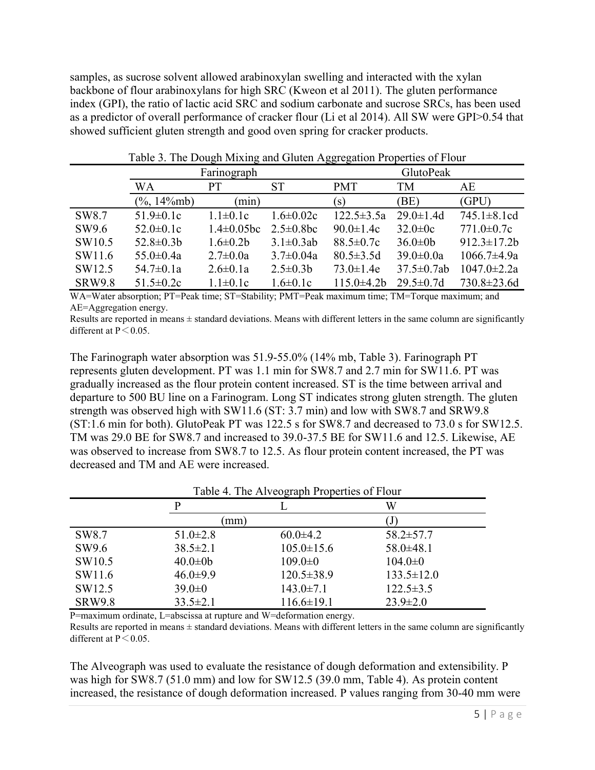samples, as sucrose solvent allowed arabinoxylan swelling and interacted with the xylan backbone of flour arabinoxylans for high SRC (Kweon et al 2011). The gluten performance index (GPI), the ratio of lactic acid SRC and sodium carbonate and sucrose SRCs, has been used as a predictor of overall performance of cracker flour (Li et al 2014). All SW were GPI>0.54 that showed sufficient gluten strength and good oven spring for cracker products.

Table 3. The Dough Mixing and Gluten Aggregation Properties of Flour

| | Farinograph | | | GlutoPeak | | |
|---|---|---|---|---|---|---|
| | WA | PT | ST | PMT | TM | AE |
| | (%, 14%mb) | (min) | | (s) | (BE) | (GPU) |
| SW8.7 | 51.9±0.1c | 1.1±0.1c | 1.6±0.02c | 122.5±3.5a | 29.0±1.4d | 745.1±8.1cd |
| SW9.6 | 52.0±0.1c | 1.4±0.05bc | 2.5±0.8bc | 90.0±1.4c | 32.0±0c | 771.0±0.7c |
| SW10.5 | 52.8±0.3b | 1.6±0.2b | 3.1±0.3ab | 88.5±0.7c | 36.0±0b | 912.3±17.2b |
| SW11.6 | 55.0±0.4a | 2.7±0.0a | 3.7±0.04a | 80.5±3.5d | 39.0±0.0a | 1066.7±4.9a |
| SW12.5 | 54.7±0.1a | 2.6±0.1a | 2.5±0.3b | 73.0±1.4e | 37.5±0.7ab | 1047.0±2.2a |
| SRW9.8 | 51.5±0.2c | 1.1±0.1c | 1.6±0.1c | 115.0±4.2b | 29.5±0.7d | 730.8±23.6d |

WA=Water absorption; PT=Peak time; ST=Stability; PMT=Peak maximum time; TM=Torque maximum; and AE=Aggregation energy.

Results are reported in means ± standard deviations. Means with different letters in the same column are significantly different at $P < 0.05$.

The Farinograph water absorption was 51.9-55.0% (14% mb, Table 3). Farinograph PT represents gluten development. PT was 1.1 min for SW8.7 and 2.7 min for SW11.6. PT was gradually increased as the flour protein content increased. ST is the time between arrival and departure to 500 BU line on a Farinogram. Long ST indicates strong gluten strength. The gluten strength was observed high with SW11.6 (ST: 3.7 min) and low with SW8.7 and SRW9.8 (ST:1.6 min for both). GlutoPeak PT was 122.5 s for SW8.7 and decreased to 73.0 s for SW12.5. TM was 29.0 BE for SW8.7 and increased to 39.0-37.5 BE for SW11.6 and 12.5. Likewise, AE was observed to increase from SW8.7 to 12.5. As flour protein content increased, the PT was decreased and TM and AE were increased.

Table 4. The Alveograph Properties of Flour

| | P | L | W |
|---|---|---|---|
| | (mm) | | (J) |
| SW8.7 | 51.0±2.8 | 60.0±4.2 | 58.2±57.7 |
| SW9.6 | 38.5±2.1 | 105.0±15.6 | 58.0±48.1 |
| SW10.5 | 40.0±0b | 109.0±0 | 104.0±0 |
| SW11.6 | 46.0±9.9 | 120.5±38.9 | 133.5±12.0 |
| SW12.5 | 39.0±0 | 143.0±7.1 | 122.5±3.5 |
| SRW9.8 | 33.5±2.1 | 116.6±19.1 | 23.9±2.0 |

P=maximum ordinate, L=abscissa at rupture and W=deformation energy.

Results are reported in means ± standard deviations. Means with different letters in the same column are significantly different at $P < 0.05$.

The Alveograph was used to evaluate the resistance of dough deformation and extensibility. P was high for SW8.7 (51.0 mm) and low for SW12.5 (39.0 mm, Table 4). As protein content increased, the resistance of dough deformation increased. P values ranging from 30-40 mm were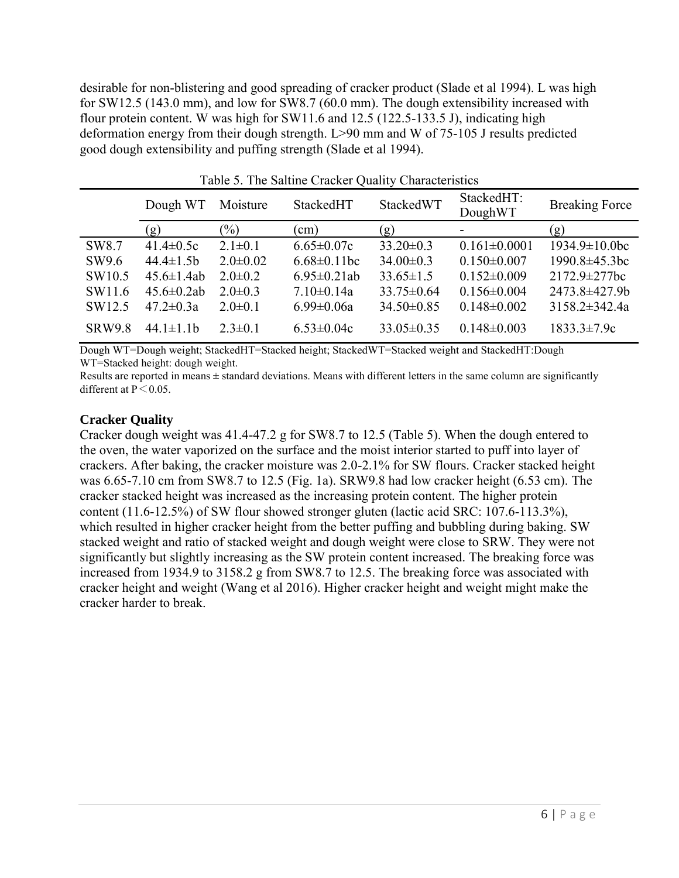desirable for non-blistering and good spreading of cracker product (Slade et al 1994). L was high for SW12.5 (143.0 mm), and low for SW8.7 (60.0 mm). The dough extensibility increased with flour protein content. W was high for SW11.6 and 12.5 (122.5-133.5 J), indicating high deformation energy from their dough strength. L>90 mm and W of 75-105 J results predicted good dough extensibility and puffing strength (Slade et al 1994).

Table 5. The Saltine Cracker Quality Characteristics

| | Dough WT | Moisture | StackedHT | StackedWT | StackedHT: DoughWT | Breaking Force |
|---|---|---|---|---|---|---|
| | (g) | (%) | (cm) | (g) | - | (g) |
| SW8.7 | 41.4±0.5c | 2.1±0.1 | 6.65±0.07c | 33.20±0.3 | 0.161±0.0001 | 1934.9±10.0bc |
| SW9.6 | 44.4±1.5b | 2.0±0.02 | 6.68±0.11bc | 34.00±0.3 | 0.150±0.007 | 1990.8±45.3bc |
| SW10.5 | 45.6±1.4ab | 2.0±0.2 | 6.95±0.21ab | 33.65±1.5 | 0.152±0.009 | 2172.9±277bc |
| SW11.6 | 45.6±0.2ab | 2.0±0.3 | 7.10±0.14a | 33.75±0.64 | 0.156±0.004 | 2473.8±427.9b |
| SW12.5 | 47.2±0.3a | 2.0±0.1 | 6.99±0.06a | 34.50±0.85 | 0.148±0.002 | 3158.2±342.4a |
| SRW9.8 | 44.1±1.1b | 2.3±0.1 | 6.53±0.04c | 33.05±0.35 | 0.148±0.003 | 1833.3±7.9c |

Dough WT=Dough weight; StackedHT=Stacked height; StackedWT=Stacked weight and StackedHT:Dough WT=Stacked height: dough weight.

Results are reported in means ± standard deviations. Means with different letters in the same column are significantly different at $P < 0.05$.

### Cracker Quality

Cracker dough weight was 41.4-47.2 g for SW8.7 to 12.5 (Table 5). When the dough entered to the oven, the water vaporized on the surface and the moist interior started to puff into layer of crackers. After baking, the cracker moisture was 2.0-2.1% for SW flours. Cracker stacked height was 6.65-7.10 cm from SW8.7 to 12.5 (Fig. 1a). SRW9.8 had low cracker height (6.53 cm). The cracker stacked height was increased as the increasing protein content. The higher protein content (11.6-12.5%) of SW flour showed stronger gluten (lactic acid SRC: 107.6-113.3%), which resulted in higher cracker height from the better puffing and bubbling during baking. SW stacked weight and ratio of stacked weight and dough weight were close to SRW. They were not significantly but slightly increasing as the SW protein content increased. The breaking force was increased from 1934.9 to 3158.2 g from SW8.7 to 12.5. The breaking force was associated with cracker height and weight (Wang et al 2016). Higher cracker height and weight might make the cracker harder to break.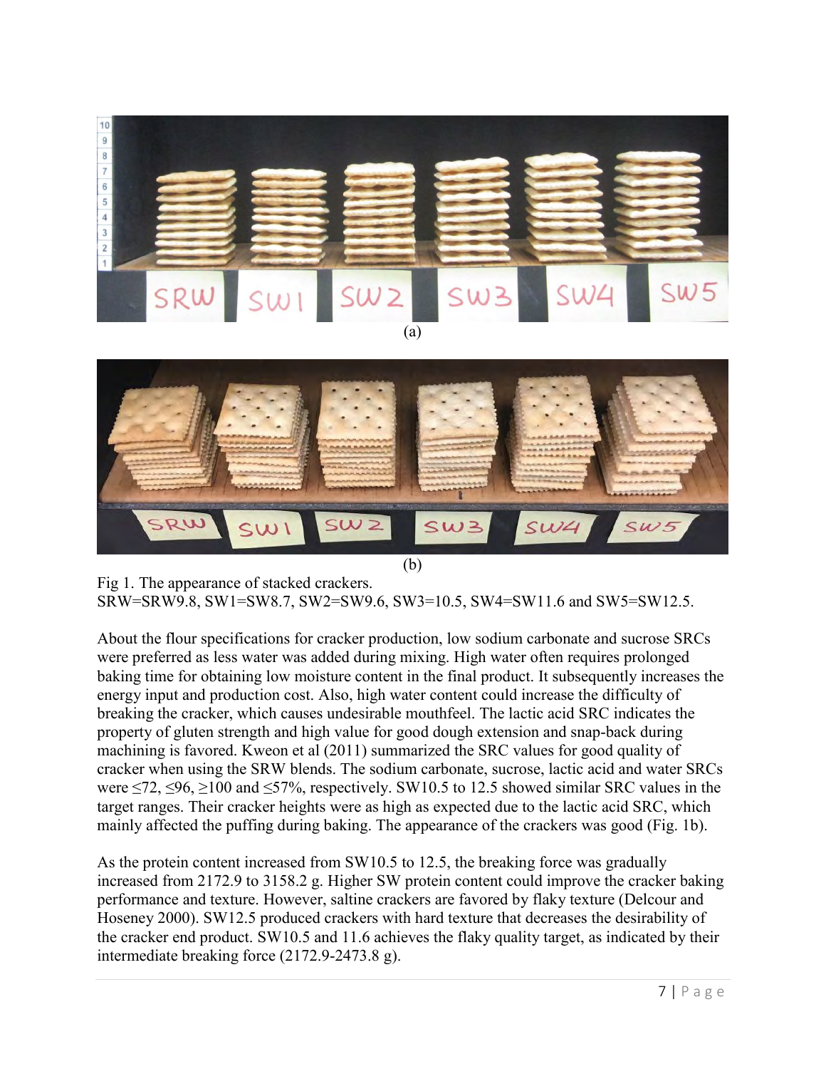(a)

(b)

Fig 1. The appearance of stacked crackers.
SRW=SRW9.8, SW1=SW8.7, SW2=SW9.6, SW3=10.5, SW4=SW11.6 and SW5=SW12.5.

About the flour specifications for cracker production, low sodium carbonate and sucrose SRCs were preferred as less water was added during mixing. High water often requires prolonged baking time for obtaining low moisture content in the final product. It subsequently increases the energy input and production cost. Also, high water content could increase the difficulty of breaking the cracker, which causes undesirable mouthfeel. The lactic acid SRC indicates the property of gluten strength and high value for good dough extension and snap-back during machining is favored. Kweon et al (2011) summarized the SRC values for good quality of cracker when using the SRW blends. The sodium carbonate, sucrose, lactic acid and water SRCs were ≤72, ≤96, ≥100 and ≤57%, respectively. SW10.5 to 12.5 showed similar SRC values in the target ranges. Their cracker heights were as high as expected due to the lactic acid SRC, which mainly affected the puffing during baking. The appearance of the crackers was good (Fig. 1b).

As the protein content increased from SW10.5 to 12.5, the breaking force was gradually increased from 2172.9 to 3158.2 g. Higher SW protein content could improve the cracker baking performance and texture. However, saltine crackers are favored by flaky texture (Delcour and Hoseney 2000). SW12.5 produced crackers with hard texture that decreases the desirability of the cracker end product. SW10.5 and 11.6 achieves the flaky quality target, as indicated by their intermediate breaking force (2172.9-2473.8 g).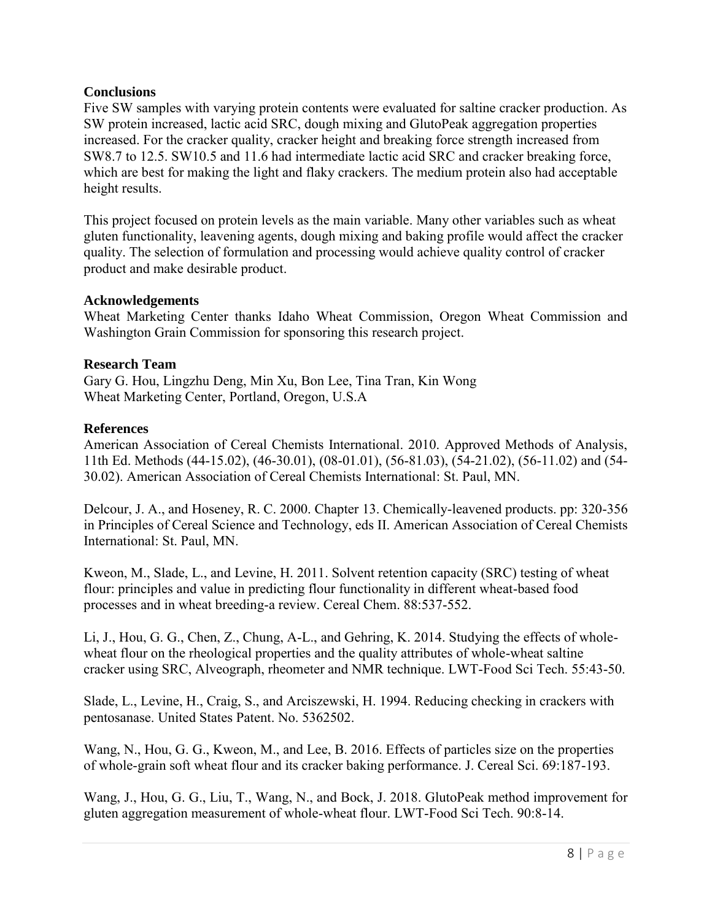## Conclusions

Five SW samples with varying protein contents were evaluated for saltine cracker production. As SW protein increased, lactic acid SRC, dough mixing and GlutoPeak aggregation properties increased. For the cracker quality, cracker height and breaking force strength increased from SW8.7 to 12.5. SW10.5 and 11.6 had intermediate lactic acid SRC and cracker breaking force, which are best for making the light and flaky crackers. The medium protein also had acceptable height results.

This project focused on protein levels as the main variable. Many other variables such as wheat gluten functionality, leavening agents, dough mixing and baking profile would affect the cracker quality. The selection of formulation and processing would achieve quality control of cracker product and make desirable product.

## Acknowledgements

Wheat Marketing Center thanks Idaho Wheat Commission, Oregon Wheat Commission and Washington Grain Commission for sponsoring this research project.

## Research Team

Gary G. Hou, Lingzhu Deng, Min Xu, Bon Lee, Tina Tran, Kin Wong
Wheat Marketing Center, Portland, Oregon, U.S.A

## References

American Association of Cereal Chemists International. 2010. Approved Methods of Analysis, 11th Ed. Methods (44-15.02), (46-30.01), (08-01.01), (56-81.03), (54-21.02), (56-11.02) and (54-30.02). American Association of Cereal Chemists International: St. Paul, MN.

Delcour, J. A., and Hoseney, R. C. 2000. Chapter 13. Chemically-leavened products. pp: 320-356 in Principles of Cereal Science and Technology, eds II. American Association of Cereal Chemists International: St. Paul, MN.

Kweon, M., Slade, L., and Levine, H. 2011. Solvent retention capacity (SRC) testing of wheat flour: principles and value in predicting flour functionality in different wheat-based food processes and in wheat breeding-a review. Cereal Chem. 88:537-552.

Li, J., Hou, G. G., Chen, Z., Chung, A-L., and Gehring, K. 2014. Studying the effects of whole-wheat flour on the rheological properties and the quality attributes of whole-wheat saltine cracker using SRC, Alveograph, rheometer and NMR technique. LWT-Food Sci Tech. 55:43-50.

Slade, L., Levine, H., Craig, S., and Arciszewski, H. 1994. Reducing checking in crackers with pentosanase. United States Patent. No. 5362502.

Wang, N., Hou, G. G., Kweon, M., and Lee, B. 2016. Effects of particles size on the properties of whole-grain soft wheat flour and its cracker baking performance. J. Cereal Sci. 69:187-193.

Wang, J., Hou, G. G., Liu, T., Wang, N., and Bock, J. 2018. GlutoPeak method improvement for gluten aggregation measurement of whole-wheat flour. LWT-Food Sci Tech. 90:8-14.